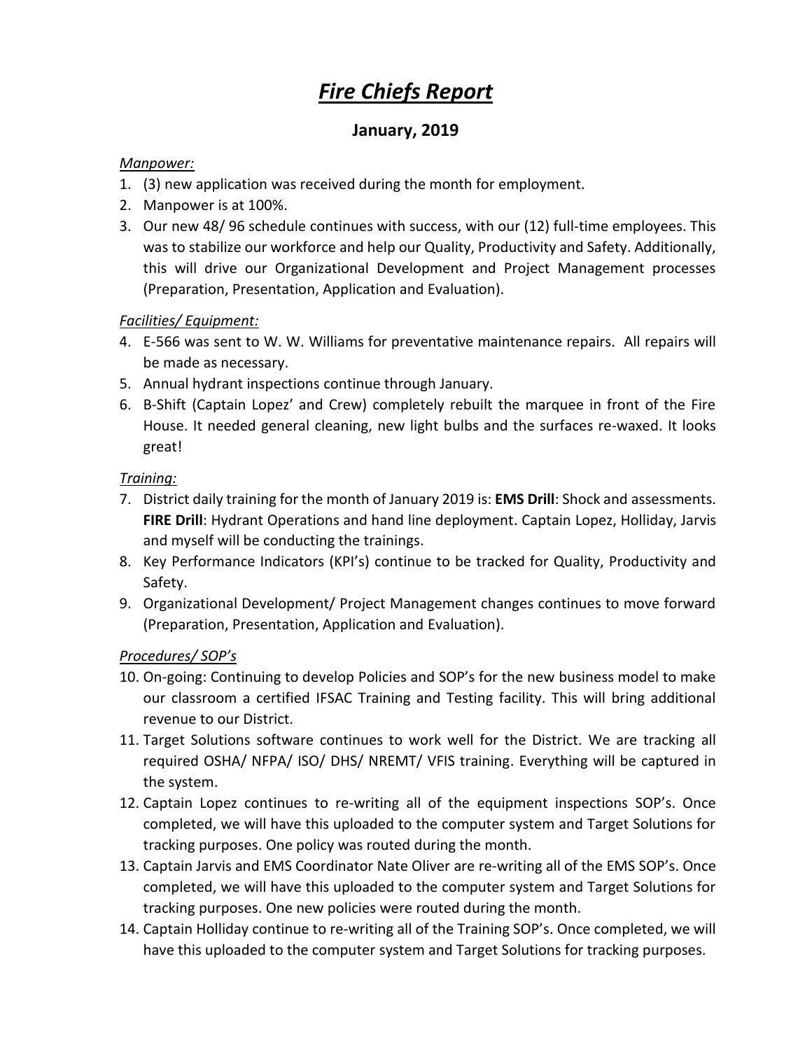# *Fire Chiefs Report*

## January, 2019

*Manpower:*

1. (3) new application was received during the month for employment.
2. Manpower is at 100%.
3. Our new 48/ 96 schedule continues with success, with our (12) full-time employees. This was to stabilize our workforce and help our Quality, Productivity and Safety. Additionally, this will drive our Organizational Development and Project Management processes (Preparation, Presentation, Application and Evaluation).

*Facilities/ Equipment:*

4. E-566 was sent to W. W. Williams for preventative maintenance repairs. All repairs will be made as necessary.
5. Annual hydrant inspections continue through January.
6. B-Shift (Captain Lopez' and Crew) completely rebuilt the marquee in front of the Fire House. It needed general cleaning, new light bulbs and the surfaces re-waxed. It looks great!

*Training:*

7. District daily training for the month of January 2019 is: **EMS Drill**: Shock and assessments. **FIRE Drill**: Hydrant Operations and hand line deployment. Captain Lopez, Holliday, Jarvis and myself will be conducting the trainings.
8. Key Performance Indicators (KPI's) continue to be tracked for Quality, Productivity and Safety.
9. Organizational Development/ Project Management changes continues to move forward (Preparation, Presentation, Application and Evaluation).

*Procedures/ SOP's*

10. On-going: Continuing to develop Policies and SOP's for the new business model to make our classroom a certified IFSAC Training and Testing facility. This will bring additional revenue to our District.
11. Target Solutions software continues to work well for the District. We are tracking all required OSHA/ NFPA/ ISO/ DHS/ NREMT/ VFIS training. Everything will be captured in the system.
12. Captain Lopez continues to re-writing all of the equipment inspections SOP's. Once completed, we will have this uploaded to the computer system and Target Solutions for tracking purposes. One policy was routed during the month.
13. Captain Jarvis and EMS Coordinator Nate Oliver are re-writing all of the EMS SOP's. Once completed, we will have this uploaded to the computer system and Target Solutions for tracking purposes. One new policies were routed during the month.
14. Captain Holliday continue to re-writing all of the Training SOP's. Once completed, we will have this uploaded to the computer system and Target Solutions for tracking purposes.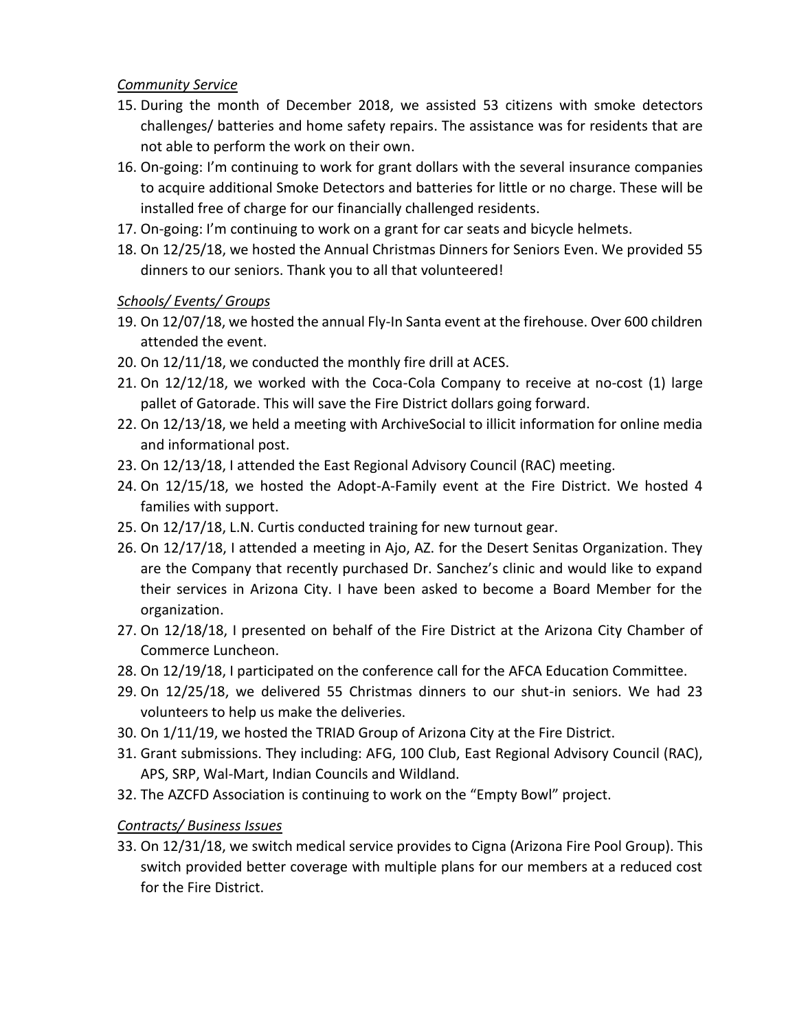*Community Service*

15. During the month of December 2018, we assisted 53 citizens with smoke detectors challenges/ batteries and home safety repairs. The assistance was for residents that are not able to perform the work on their own.
16. On-going: I'm continuing to work for grant dollars with the several insurance companies to acquire additional Smoke Detectors and batteries for little or no charge. These will be installed free of charge for our financially challenged residents.
17. On-going: I'm continuing to work on a grant for car seats and bicycle helmets.
18. On 12/25/18, we hosted the Annual Christmas Dinners for Seniors Even. We provided 55 dinners to our seniors. Thank you to all that volunteered!

*Schools/ Events/ Groups*

19. On 12/07/18, we hosted the annual Fly-In Santa event at the firehouse. Over 600 children attended the event.
20. On 12/11/18, we conducted the monthly fire drill at ACES.
21. On 12/12/18, we worked with the Coca-Cola Company to receive at no-cost (1) large pallet of Gatorade. This will save the Fire District dollars going forward.
22. On 12/13/18, we held a meeting with ArchiveSocial to illicit information for online media and informational post.
23. On 12/13/18, I attended the East Regional Advisory Council (RAC) meeting.
24. On 12/15/18, we hosted the Adopt-A-Family event at the Fire District. We hosted 4 families with support.
25. On 12/17/18, L.N. Curtis conducted training for new turnout gear.
26. On 12/17/18, I attended a meeting in Ajo, AZ. for the Desert Senitas Organization. They are the Company that recently purchased Dr. Sanchez's clinic and would like to expand their services in Arizona City. I have been asked to become a Board Member for the organization.
27. On 12/18/18, I presented on behalf of the Fire District at the Arizona City Chamber of Commerce Luncheon.
28. On 12/19/18, I participated on the conference call for the AFCA Education Committee.
29. On 12/25/18, we delivered 55 Christmas dinners to our shut-in seniors. We had 23 volunteers to help us make the deliveries.
30. On 1/11/19, we hosted the TRIAD Group of Arizona City at the Fire District.
31. Grant submissions. They including: AFG, 100 Club, East Regional Advisory Council (RAC), APS, SRP, Wal-Mart, Indian Councils and Wildland.
32. The AZCFD Association is continuing to work on the "Empty Bowl" project.

*Contracts/ Business Issues*

33. On 12/31/18, we switch medical service provides to Cigna (Arizona Fire Pool Group). This switch provided better coverage with multiple plans for our members at a reduced cost for the Fire District.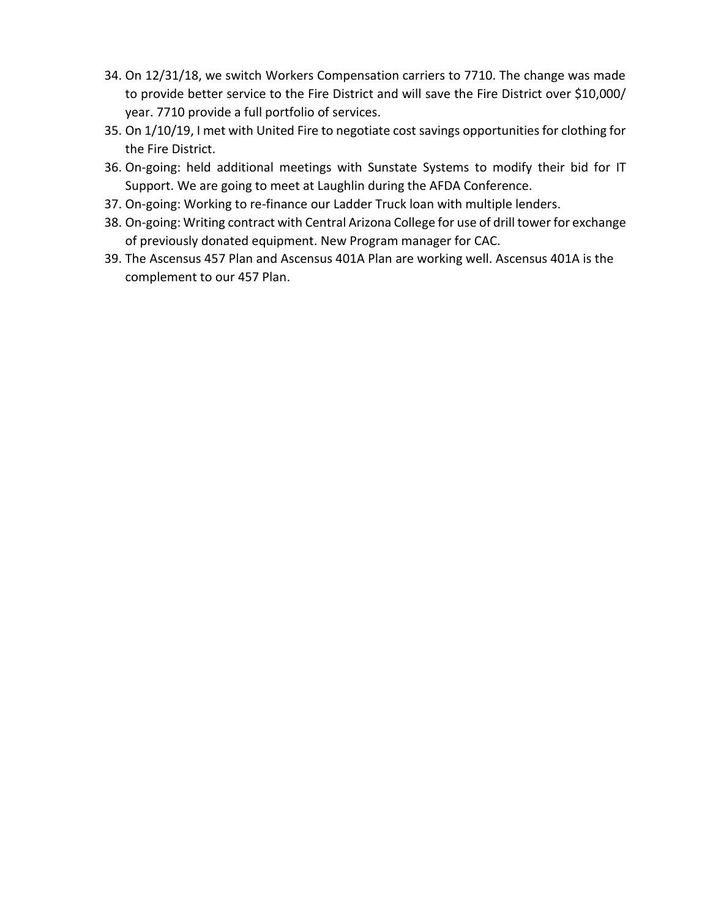34. On 12/31/18, we switch Workers Compensation carriers to 7710. The change was made to provide better service to the Fire District and will save the Fire District over $10,000/ year. 7710 provide a full portfolio of services.
35. On 1/10/19, I met with United Fire to negotiate cost savings opportunities for clothing for the Fire District.
36. On-going: held additional meetings with Sunstate Systems to modify their bid for IT Support. We are going to meet at Laughlin during the AFDA Conference.
37. On-going: Working to re-finance our Ladder Truck loan with multiple lenders.
38. On-going: Writing contract with Central Arizona College for use of drill tower for exchange of previously donated equipment. New Program manager for CAC.
39. The Ascensus 457 Plan and Ascensus 401A Plan are working well. Ascensus 401A is the complement to our 457 Plan.